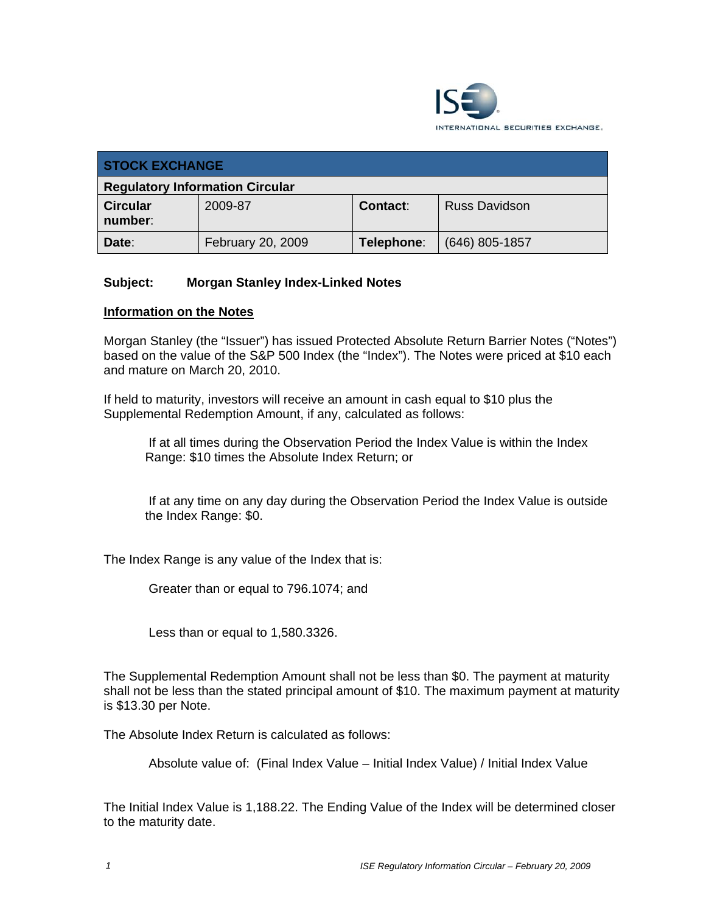| STOCK EXCHANGE | | | |
|---|---|---|---|
| **Regulatory Information Circular** | | | |
| **Circular number**: | 2009-87 | **Contact**: | Russ Davidson |
| **Date**: | February 20, 2009 | **Telephone**: | (646) 805-1857 |

**Subject: Morgan Stanley Index-Linked Notes**

**Information on the Notes**

Morgan Stanley (the "Issuer") has issued Protected Absolute Return Barrier Notes ("Notes") based on the value of the S&P 500 Index (the "Index"). The Notes were priced at $10 each and mature on March 20, 2010.

If held to maturity, investors will receive an amount in cash equal to $10 plus the Supplemental Redemption Amount, if any, calculated as follows:

If at all times during the Observation Period the Index Value is within the Index Range: $10 times the Absolute Index Return; or

If at any time on any day during the Observation Period the Index Value is outside the Index Range: $0.

The Index Range is any value of the Index that is:

Greater than or equal to 796.1074; and

Less than or equal to 1,580.3326.

The Supplemental Redemption Amount shall not be less than $0. The payment at maturity shall not be less than the stated principal amount of $10. The maximum payment at maturity is $13.30 per Note.

The Absolute Index Return is calculated as follows:

Absolute value of: (Final Index Value – Initial Index Value) / Initial Index Value

The Initial Index Value is 1,188.22. The Ending Value of the Index will be determined closer to the maturity date.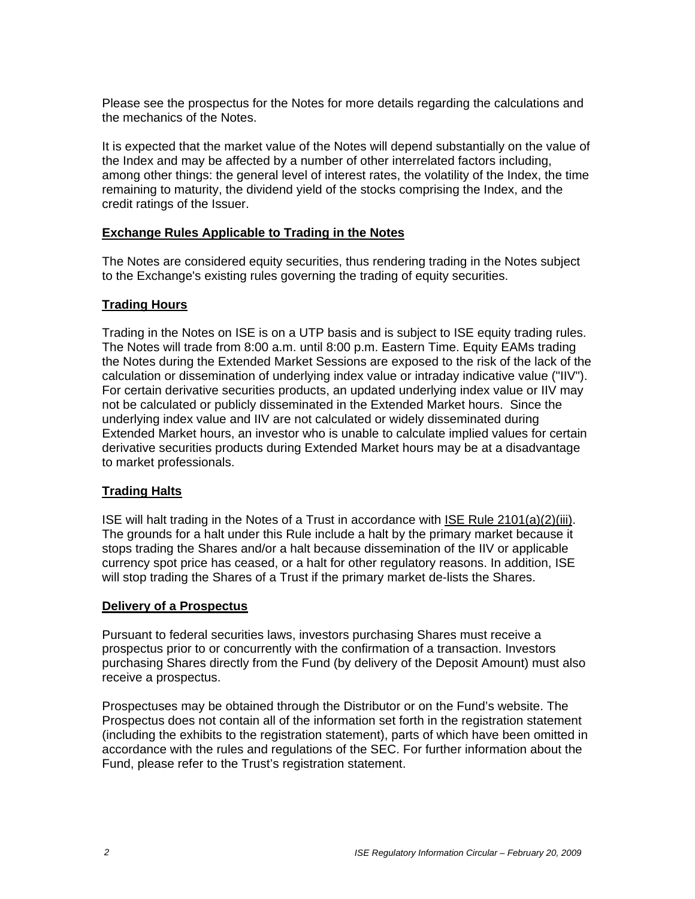Please see the prospectus for the Notes for more details regarding the calculations and the mechanics of the Notes.

It is expected that the market value of the Notes will depend substantially on the value of the Index and may be affected by a number of other interrelated factors including, among other things: the general level of interest rates, the volatility of the Index, the time remaining to maturity, the dividend yield of the stocks comprising the Index, and the credit ratings of the Issuer.

## Exchange Rules Applicable to Trading in the Notes

The Notes are considered equity securities, thus rendering trading in the Notes subject to the Exchange's existing rules governing the trading of equity securities.

## Trading Hours

Trading in the Notes on ISE is on a UTP basis and is subject to ISE equity trading rules. The Notes will trade from 8:00 a.m. until 8:00 p.m. Eastern Time. Equity EAMs trading the Notes during the Extended Market Sessions are exposed to the risk of the lack of the calculation or dissemination of underlying index value or intraday indicative value ("IIV"). For certain derivative securities products, an updated underlying index value or IIV may not be calculated or publicly disseminated in the Extended Market hours. Since the underlying index value and IIV are not calculated or widely disseminated during Extended Market hours, an investor who is unable to calculate implied values for certain derivative securities products during Extended Market hours may be at a disadvantage to market professionals.

## Trading Halts

ISE will halt trading in the Notes of a Trust in accordance with ISE Rule 2101(a)(2)(iii). The grounds for a halt under this Rule include a halt by the primary market because it stops trading the Shares and/or a halt because dissemination of the IIV or applicable currency spot price has ceased, or a halt for other regulatory reasons. In addition, ISE will stop trading the Shares of a Trust if the primary market de-lists the Shares.

## Delivery of a Prospectus

Pursuant to federal securities laws, investors purchasing Shares must receive a prospectus prior to or concurrently with the confirmation of a transaction. Investors purchasing Shares directly from the Fund (by delivery of the Deposit Amount) must also receive a prospectus.

Prospectuses may be obtained through the Distributor or on the Fund's website. The Prospectus does not contain all of the information set forth in the registration statement (including the exhibits to the registration statement), parts of which have been omitted in accordance with the rules and regulations of the SEC. For further information about the Fund, please refer to the Trust's registration statement.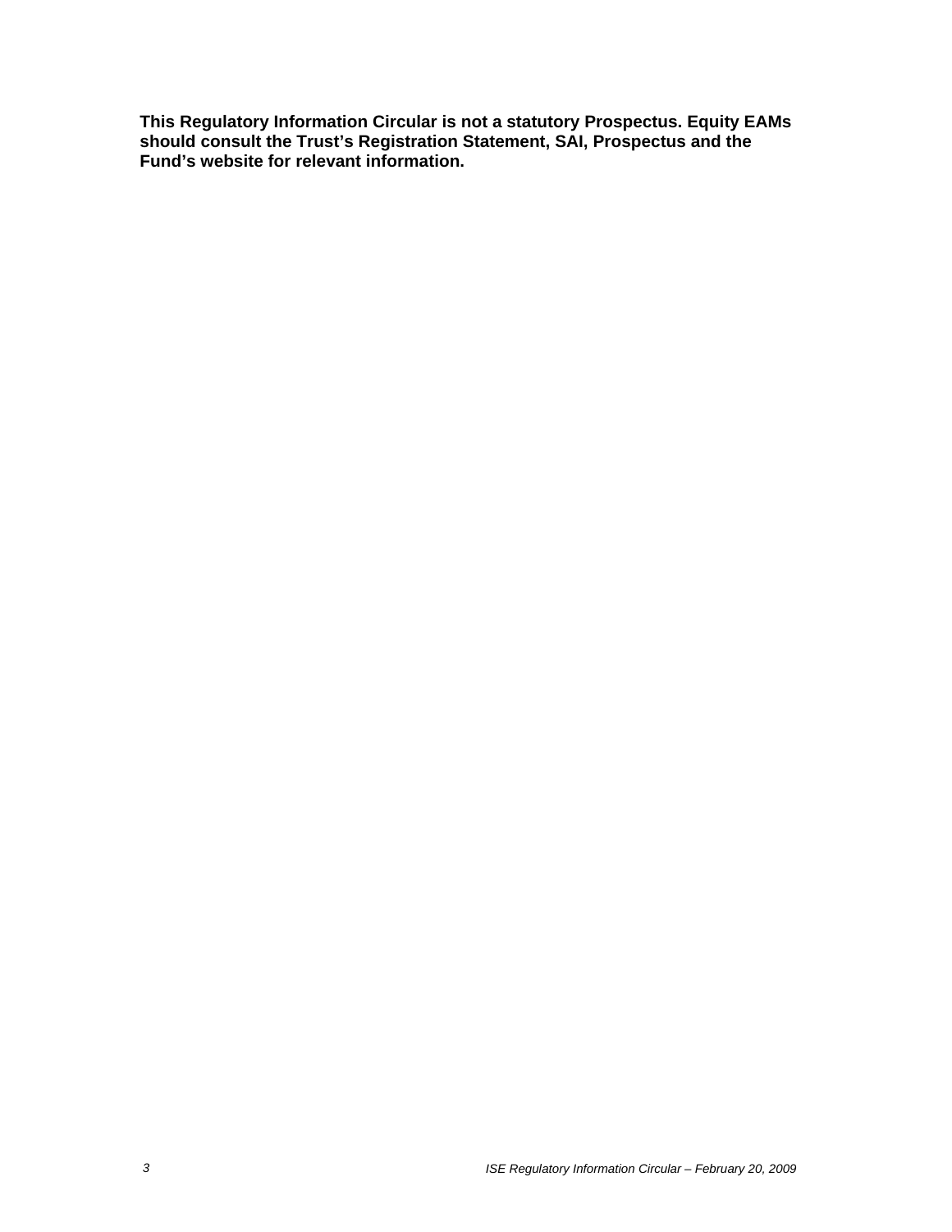**This Regulatory Information Circular is not a statutory Prospectus. Equity EAMs should consult the Trust's Registration Statement, SAI, Prospectus and the Fund's website for relevant information.**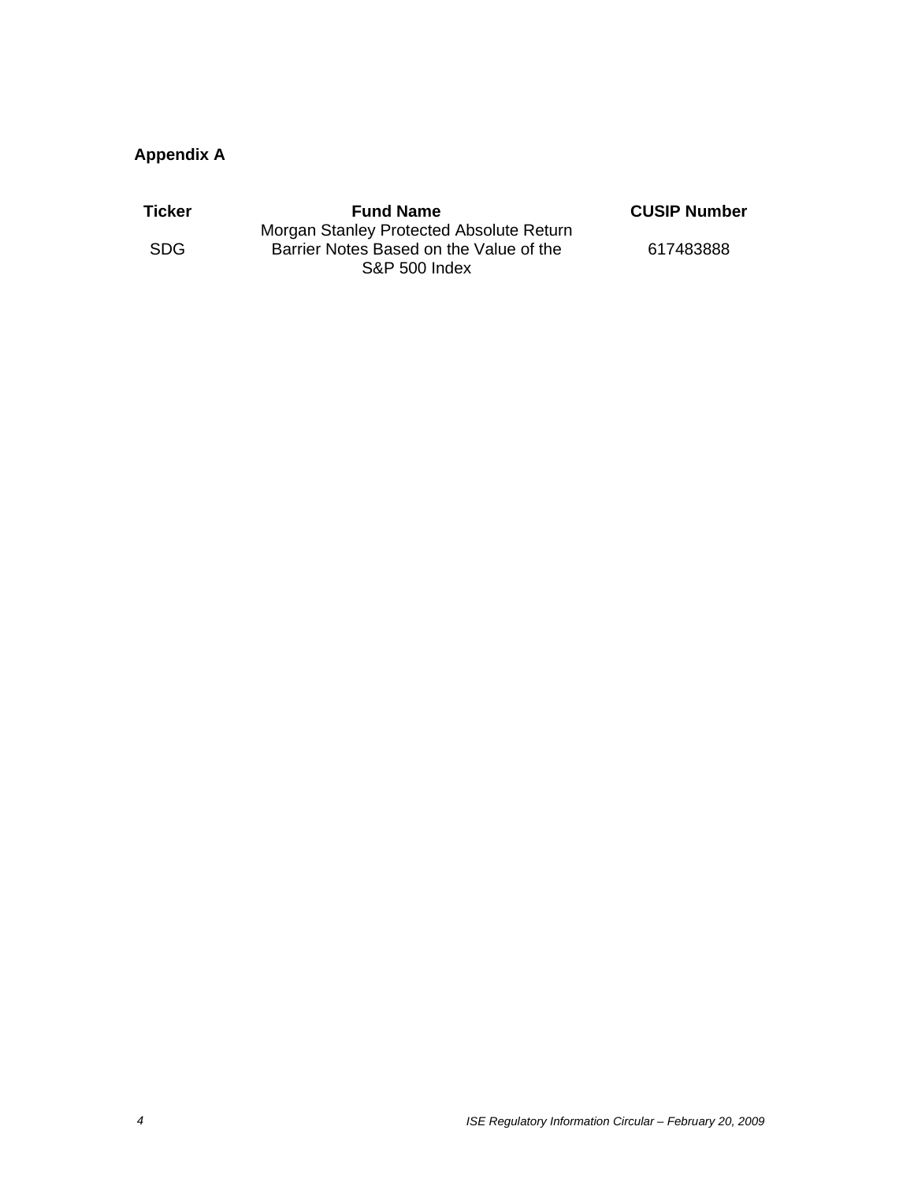**Appendix A**

| Ticker | Fund Name | CUSIP Number |
|---|---|---|
| SDG | Morgan Stanley Protected Absolute Return Barrier Notes Based on the Value of the S&P 500 Index | 617483888 |